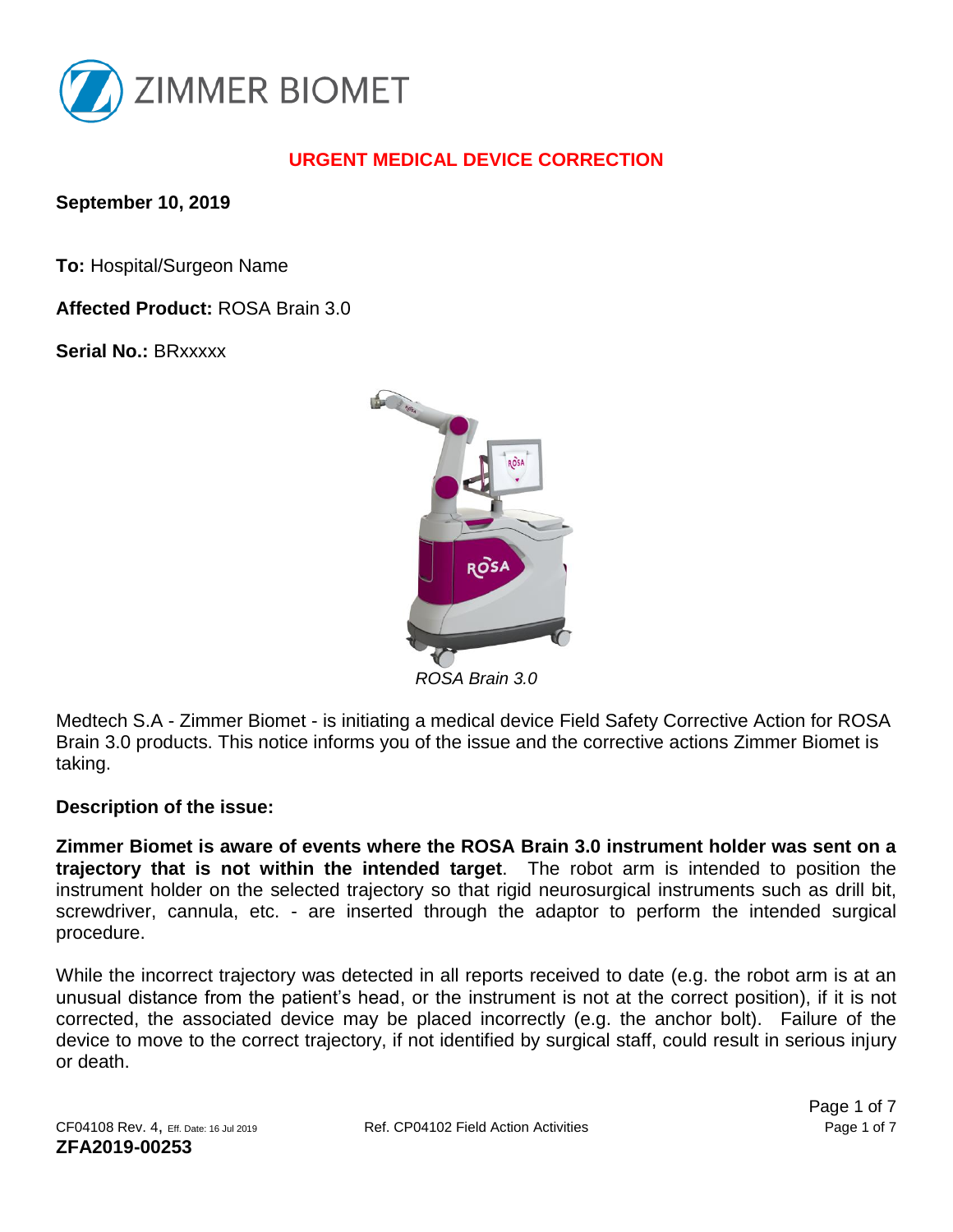ZIMMER BIOMET

## URGENT MEDICAL DEVICE CORRECTION

**September 10, 2019**

**To:** Hospital/Surgeon Name

**Affected Product:** ROSA Brain 3.0

**Serial No.:** BRxxxxx

*ROSA Brain 3.0*

Medtech S.A - Zimmer Biomet - is initiating a medical device Field Safety Corrective Action for ROSA Brain 3.0 products. This notice informs you of the issue and the corrective actions Zimmer Biomet is taking.

**Description of the issue:**

**Zimmer Biomet is aware of events where the ROSA Brain 3.0 instrument holder was sent on a trajectory that is not within the intended target**. The robot arm is intended to position the instrument holder on the selected trajectory so that rigid neurosurgical instruments such as drill bit, screwdriver, cannula, etc. - are inserted through the adaptor to perform the intended surgical procedure.

While the incorrect trajectory was detected in all reports received to date (e.g. the robot arm is at an unusual distance from the patient's head, or the instrument is not at the correct position), if it is not corrected, the associated device may be placed incorrectly (e.g. the anchor bolt). Failure of the device to move to the correct trajectory, if not identified by surgical staff, could result in serious injury or death.

CF04108 Rev. 4, Eff. Date: 16 Jul 2019 Ref. CP04102 Field Action Activities

**ZFA2019-00253**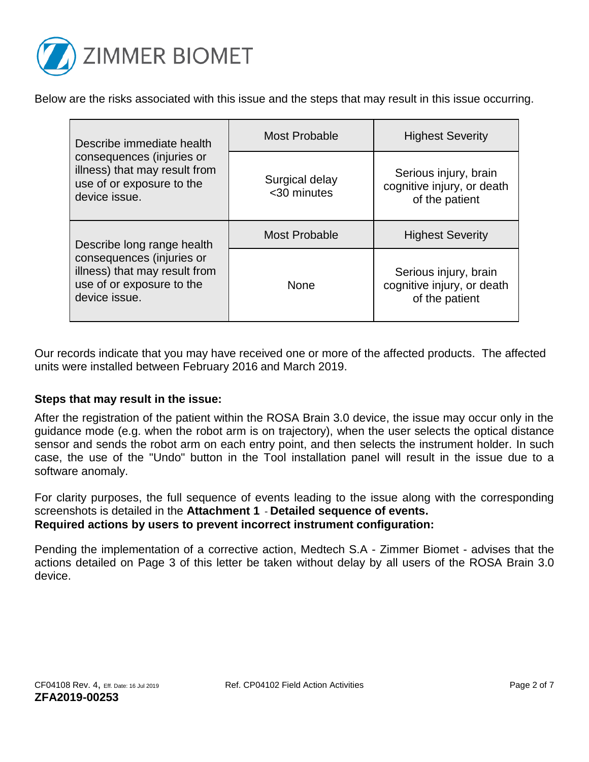Below are the risks associated with this issue and the steps that may result in this issue occurring.

| | Most Probable | Highest Severity |
|---|---|---|
| Describe immediate health consequences (injuries or illness) that may result from use of or exposure to the device issue. | Surgical delay <30 minutes | Serious injury, brain cognitive injury, or death of the patient |
| | **Most Probable** | **Highest Severity** |
| Describe long range health consequences (injuries or illness) that may result from use of or exposure to the device issue. | None | Serious injury, brain cognitive injury, or death of the patient |

Our records indicate that you may have received one or more of the affected products. The affected units were installed between February 2016 and March 2019.

**Steps that may result in the issue:**

After the registration of the patient within the ROSA Brain 3.0 device, the issue may occur only in the guidance mode (e.g. when the robot arm is on trajectory), when the user selects the optical distance sensor and sends the robot arm on each entry point, and then selects the instrument holder. In such case, the use of the "Undo" button in the Tool installation panel will result in the issue due to a software anomaly.

For clarity purposes, the full sequence of events leading to the issue along with the corresponding screenshots is detailed in the **Attachment 1** - **Detailed sequence of events.**

**Required actions by users to prevent incorrect instrument configuration:**

Pending the implementation of a corrective action, Medtech S.A - Zimmer Biomet - advises that the actions detailed on Page 3 of this letter be taken without delay by all users of the ROSA Brain 3.0 device.

CF04108 Rev. 4, Eff. Date: 16 Jul 2019 Ref. CP04102 Field Action Activities

**ZFA2019-00253**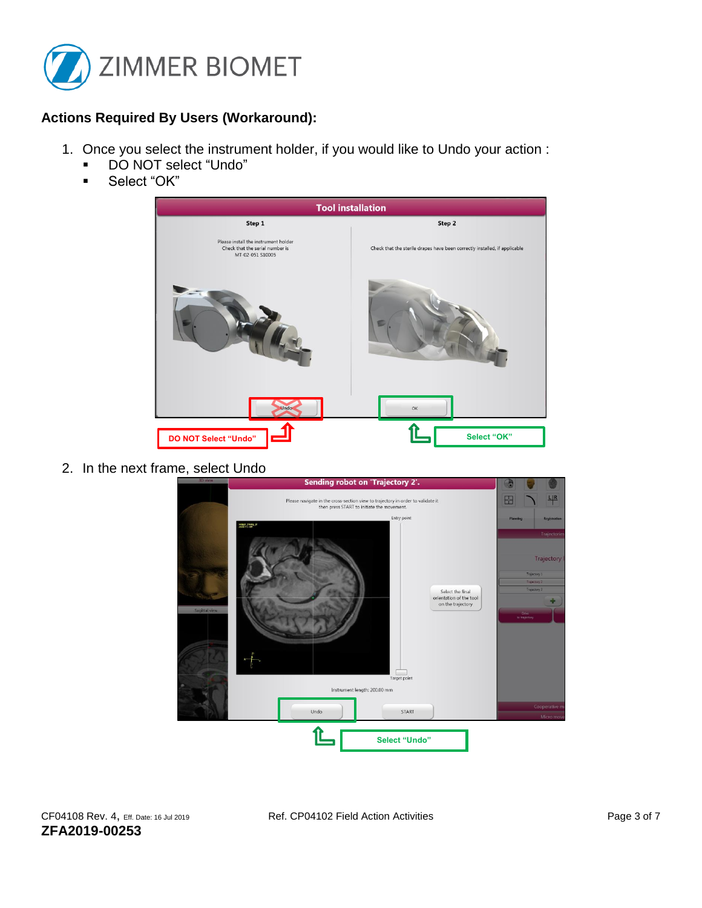### Actions Required By Users (Workaround):

1. Once you select the instrument holder, if you would like to Undo your action :
   - DO NOT select “Undo”
   - Select “OK”

DO NOT Select “Undo”

Select “OK”

2. In the next frame, select Undo

Select “Undo”

CF04108 Rev. 4, Eff. Date: 16 Jul 2019

**ZFA2019-00253**

Ref. CP04102 Field Action Activities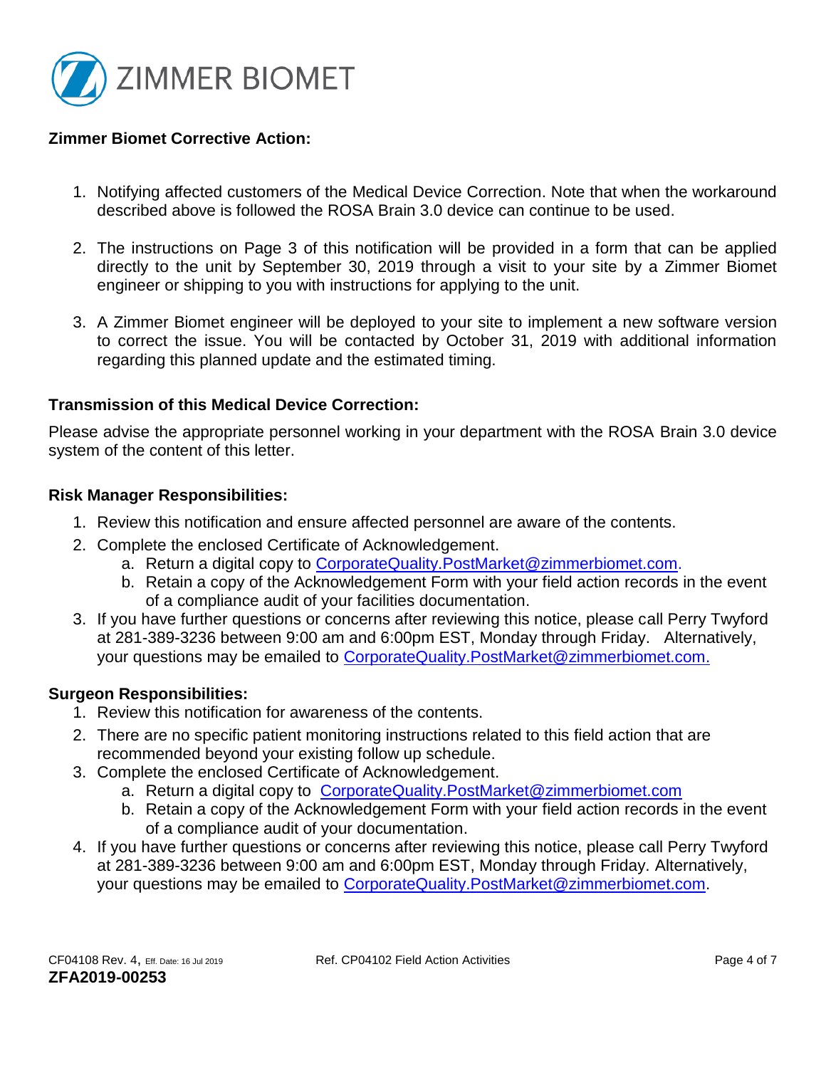**Zimmer Biomet Corrective Action:**

1. Notifying affected customers of the Medical Device Correction. Note that when the workaround described above is followed the ROSA Brain 3.0 device can continue to be used.

2. The instructions on Page 3 of this notification will be provided in a form that can be applied directly to the unit by September 30, 2019 through a visit to your site by a Zimmer Biomet engineer or shipping to you with instructions for applying to the unit.

3. A Zimmer Biomet engineer will be deployed to your site to implement a new software version to correct the issue. You will be contacted by October 31, 2019 with additional information regarding this planned update and the estimated timing.

**Transmission of this Medical Device Correction:**

Please advise the appropriate personnel working in your department with the ROSA Brain 3.0 device system of the content of this letter.

**Risk Manager Responsibilities:**

1. Review this notification and ensure affected personnel are aware of the contents.
2. Complete the enclosed Certificate of Acknowledgement.
   a. Return a digital copy to CorporateQuality.PostMarket@zimmerbiomet.com.
   b. Retain a copy of the Acknowledgement Form with your field action records in the event of a compliance audit of your facilities documentation.
3. If you have further questions or concerns after reviewing this notice, please call Perry Twyford at 281-389-3236 between 9:00 am and 6:00pm EST, Monday through Friday. Alternatively, your questions may be emailed to CorporateQuality.PostMarket@zimmerbiomet.com.

**Surgeon Responsibilities:**

1. Review this notification for awareness of the contents.
2. There are no specific patient monitoring instructions related to this field action that are recommended beyond your existing follow up schedule.
3. Complete the enclosed Certificate of Acknowledgement.
   a. Return a digital copy to CorporateQuality.PostMarket@zimmerbiomet.com
   b. Retain a copy of the Acknowledgement Form with your field action records in the event of a compliance audit of your documentation.
4. If you have further questions or concerns after reviewing this notice, please call Perry Twyford at 281-389-3236 between 9:00 am and 6:00pm EST, Monday through Friday. Alternatively, your questions may be emailed to CorporateQuality.PostMarket@zimmerbiomet.com.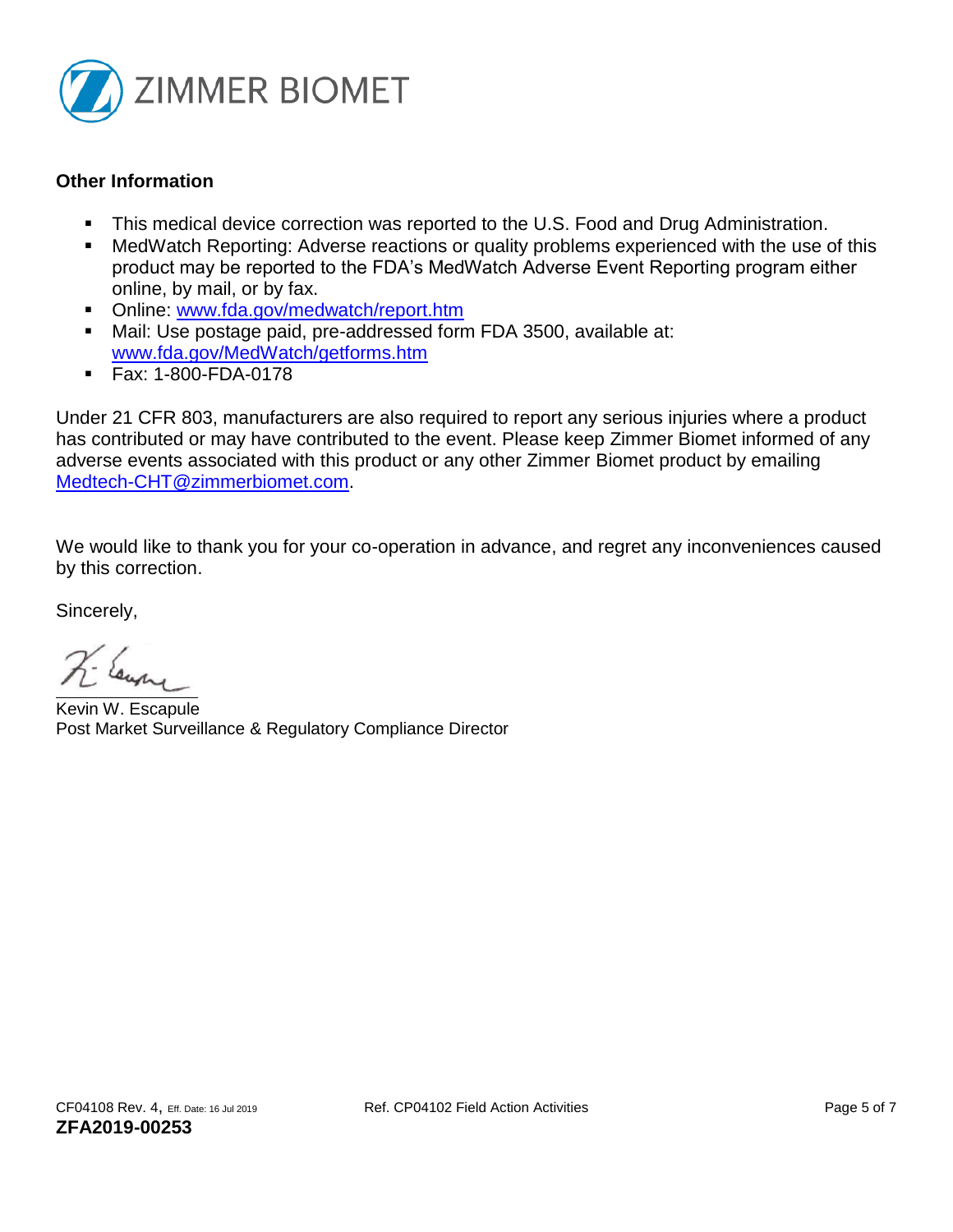## Other Information

- This medical device correction was reported to the U.S. Food and Drug Administration.
- MedWatch Reporting: Adverse reactions or quality problems experienced with the use of this product may be reported to the FDA's MedWatch Adverse Event Reporting program either online, by mail, or by fax.
- Online: [www.fda.gov/medwatch/report.htm](www.fda.gov/medwatch/report.htm)
- Mail: Use postage paid, pre-addressed form FDA 3500, available at: [www.fda.gov/MedWatch/getforms.htm](www.fda.gov/MedWatch/getforms.htm)
- Fax: 1-800-FDA-0178

Under 21 CFR 803, manufacturers are also required to report any serious injuries where a product has contributed or may have contributed to the event. Please keep Zimmer Biomet informed of any adverse events associated with this product or any other Zimmer Biomet product by emailing [Medtech-CHT@zimmerbiomet.com](mailto:Medtech-CHT@zimmerbiomet.com).

We would like to thank you for your co-operation in advance, and regret any inconveniences caused by this correction.

Sincerely,

Kevin W. Escapule
Post Market Surveillance & Regulatory Compliance Director

CF04108 Rev. 4, Eff. Date: 16 Jul 2019 Ref. CP04102 Field Action Activities

**ZFA2019-00253**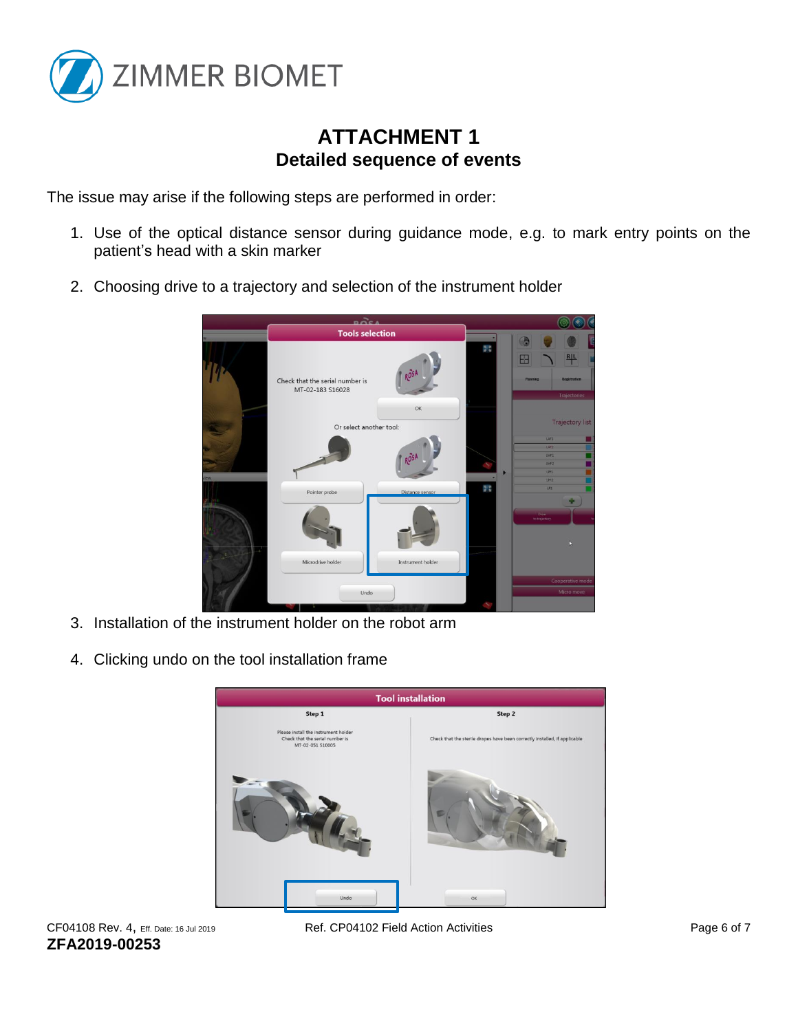# ATTACHMENT 1

## Detailed sequence of events

The issue may arise if the following steps are performed in order:

1. Use of the optical distance sensor during guidance mode, e.g. to mark entry points on the patient's head with a skin marker
2. Choosing drive to a trajectory and selection of the instrument holder
3. Installation of the instrument holder on the robot arm
4. Clicking undo on the tool installation frame

ZFA2019-00253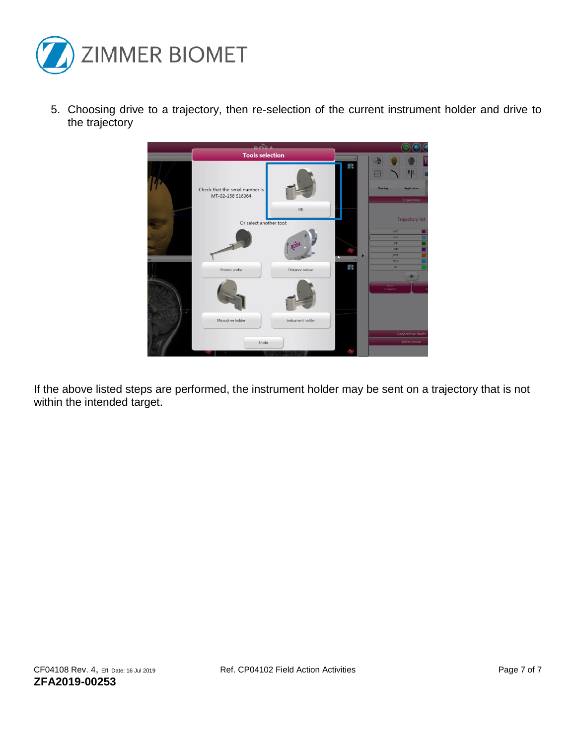5. Choosing drive to a trajectory, then re-selection of the current instrument holder and drive to the trajectory

If the above listed steps are performed, the instrument holder may be sent on a trajectory that is not within the intended target.